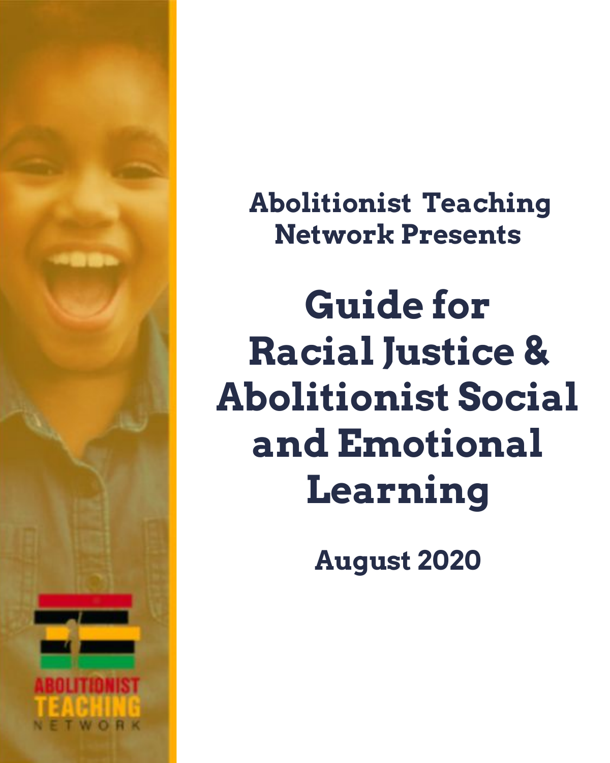**Abolitionist Teaching Network Presents**

# Guide for Racial Justice & Abolitionist Social and Emotional Learning

**August 2020**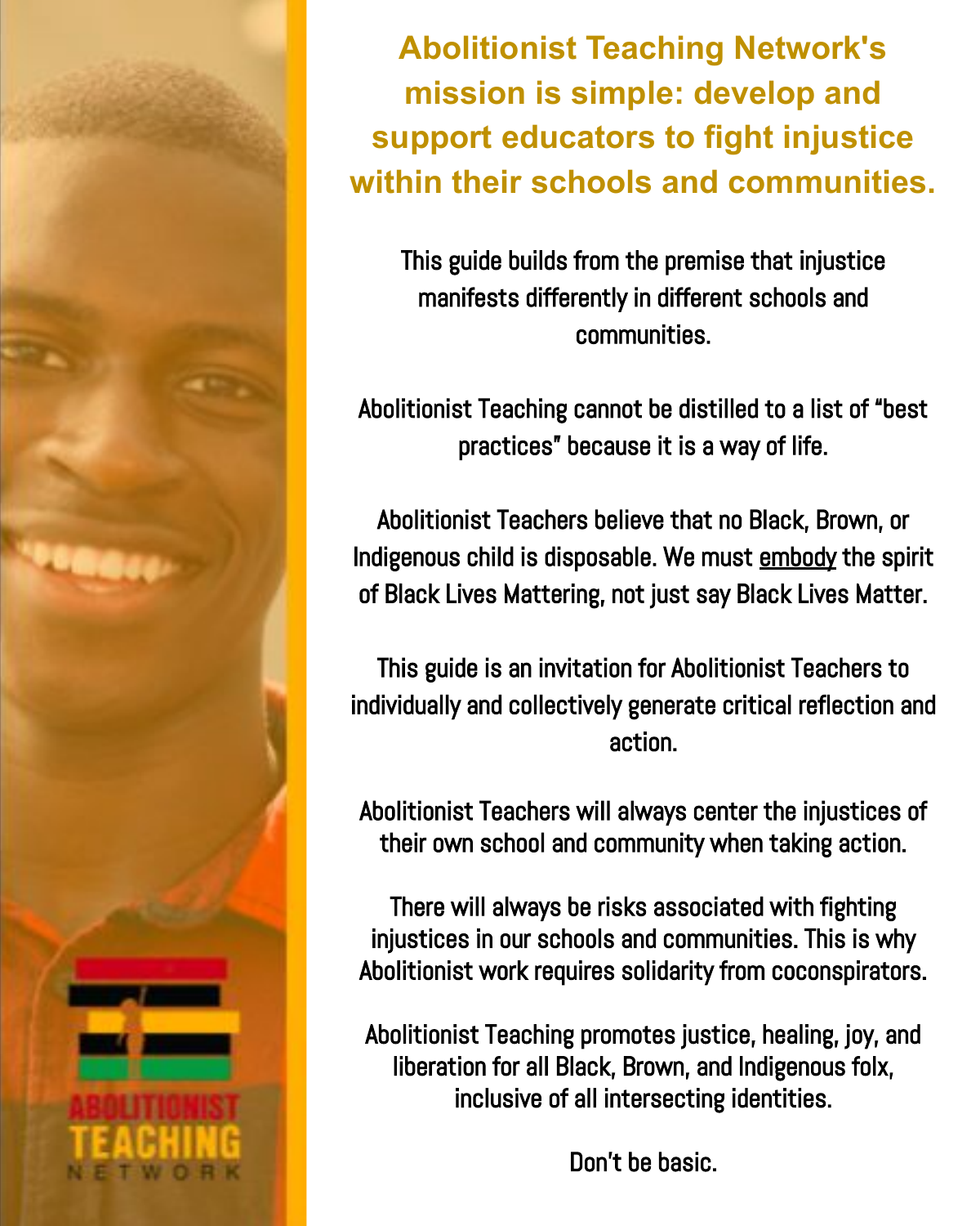**Abolitionist Teaching Network's mission is simple: develop and support educators to fight injustice within their schools and communities.**

This guide builds from the premise that injustice manifests differently in different schools and communities.

Abolitionist Teaching cannot be distilled to a list of "best practices" because it is a way of life.

Abolitionist Teachers believe that no Black, Brown, or Indigenous child is disposable. We must embody the spirit of Black Lives Mattering, not just say Black Lives Matter.

This guide is an invitation for Abolitionist Teachers to individually and collectively generate critical reflection and action.

Abolitionist Teachers will always center the injustices of their own school and community when taking action.

There will always be risks associated with fighting injustices in our schools and communities. This is why Abolitionist work requires solidarity from coconspirators.

Abolitionist Teaching promotes justice, healing, joy, and liberation for all Black, Brown, and Indigenous folx, inclusive of all intersecting identities.

Don't be basic.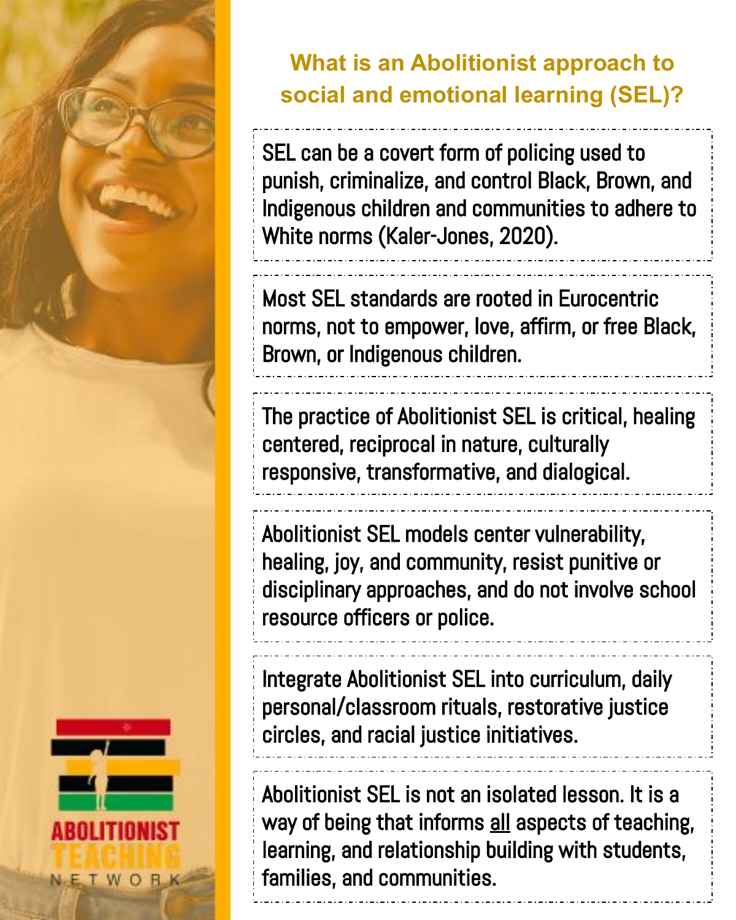## What is an Abolitionist approach to social and emotional learning (SEL)?

SEL can be a covert form of policing used to punish, criminalize, and control Black, Brown, and Indigenous children and communities to adhere to White norms (Kaler-Jones, 2020).

Most SEL standards are rooted in Eurocentric norms, not to empower, love, affirm, or free Black, Brown, or Indigenous children.

The practice of Abolitionist SEL is critical, healing centered, reciprocal in nature, culturally responsive, transformative, and dialogical.

Abolitionist SEL models center vulnerability, healing, joy, and community, resist punitive or disciplinary approaches, and do not involve school resource officers or police.

Integrate Abolitionist SEL into curriculum, daily personal/classroom rituals, restorative justice circles, and racial justice initiatives.

Abolitionist SEL is not an isolated lesson. It is a way of being that informs <u>all</u> aspects of teaching, learning, and relationship building with students, families, and communities.

ABOLITIONIST TEACHING NETWORK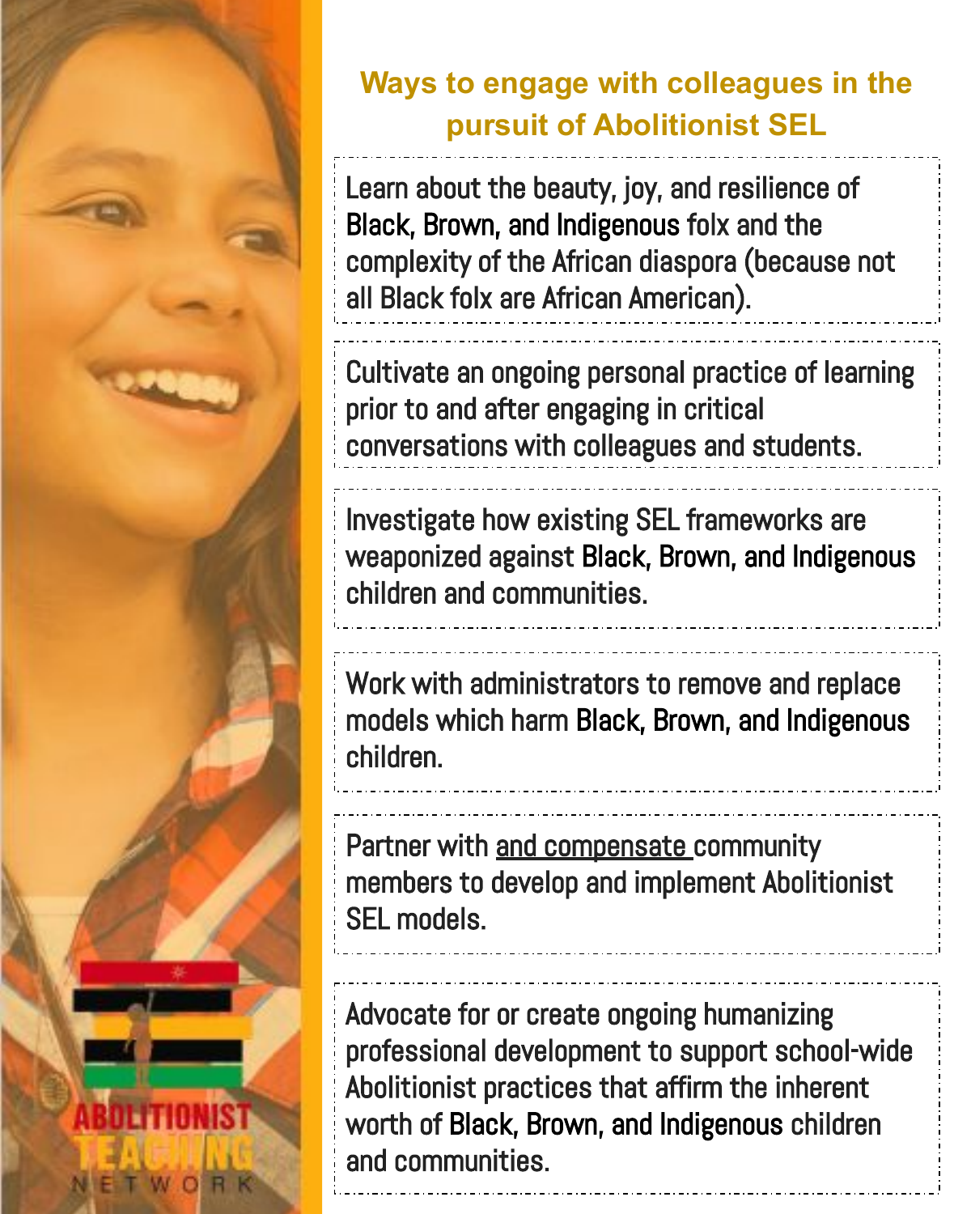## Ways to engage with colleagues in the pursuit of Abolitionist SEL

Learn about the beauty, joy, and resilience of Black, Brown, and Indigenous folx and the complexity of the African diaspora (because not all Black folx are African American).

Cultivate an ongoing personal practice of learning prior to and after engaging in critical conversations with colleagues and students.

Investigate how existing SEL frameworks are weaponized against Black, Brown, and Indigenous children and communities.

Work with administrators to remove and replace models which harm Black, Brown, and Indigenous children.

Partner with <u>and compensate</u> community members to develop and implement Abolitionist SEL models.

Advocate for or create ongoing humanizing professional development to support school-wide Abolitionist practices that affirm the inherent worth of Black, Brown, and Indigenous children and communities.

ABOLITIONIST TEACHING NETWORK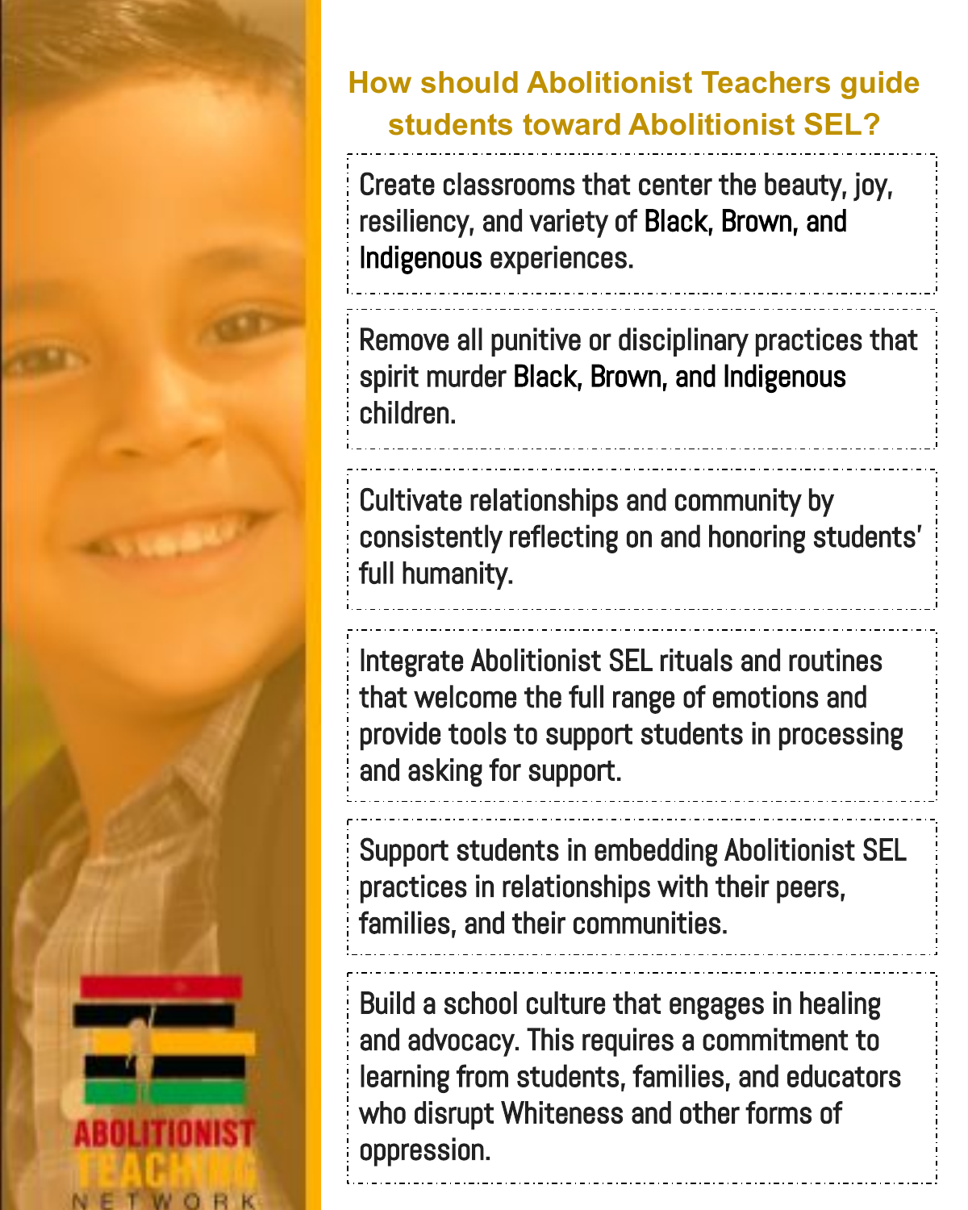## How should Abolitionist Teachers guide students toward Abolitionist SEL?

Create classrooms that center the beauty, joy, resiliency, and variety of Black, Brown, and Indigenous experiences.

Remove all punitive or disciplinary practices that spirit murder Black, Brown, and Indigenous children.

Cultivate relationships and community by consistently reflecting on and honoring students' full humanity.

Integrate Abolitionist SEL rituals and routines that welcome the full range of emotions and provide tools to support students in processing and asking for support.

Support students in embedding Abolitionist SEL practices in relationships with their peers, families, and their communities.

Build a school culture that engages in healing and advocacy. This requires a commitment to learning from students, families, and educators who disrupt Whiteness and other forms of oppression.

ABOLITIONIST TEACHING NETWORK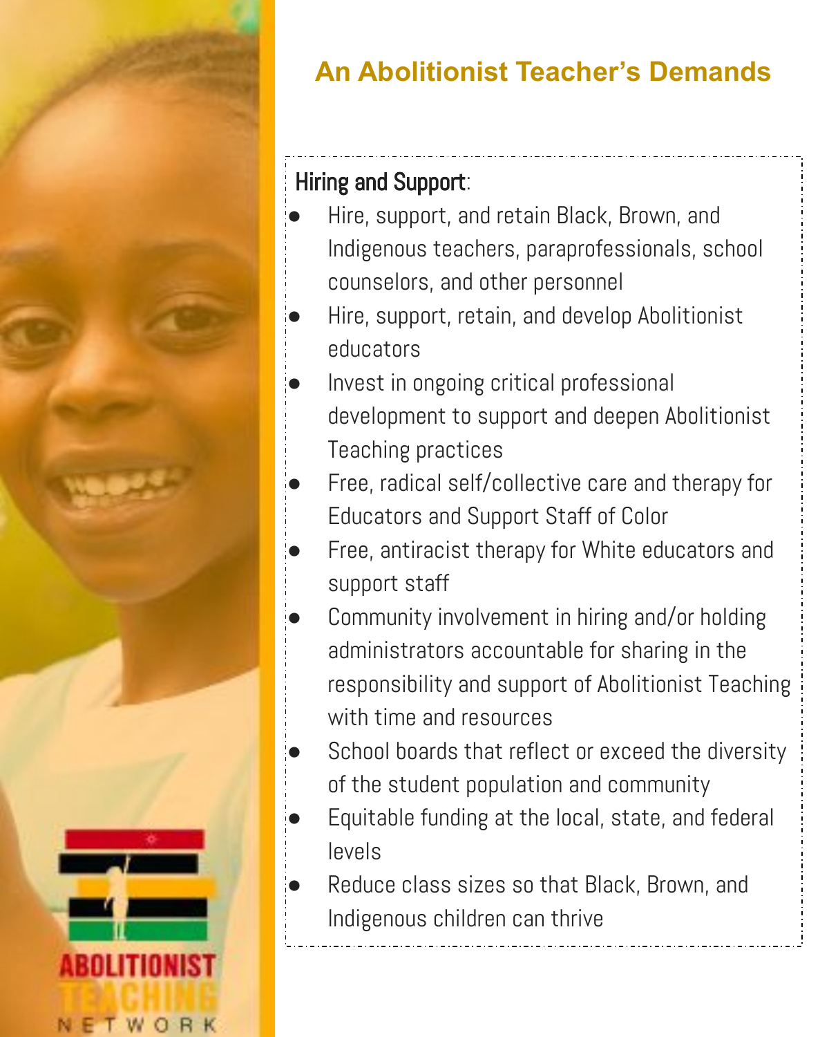## An Abolitionist Teacher's Demands

**Hiring and Support**:

- Hire, support, and retain Black, Brown, and Indigenous teachers, paraprofessionals, school counselors, and other personnel
- Hire, support, retain, and develop Abolitionist educators
- Invest in ongoing critical professional development to support and deepen Abolitionist Teaching practices
- Free, radical self/collective care and therapy for Educators and Support Staff of Color
- Free, antiracist therapy for White educators and support staff
- Community involvement in hiring and/or holding administrators accountable for sharing in the responsibility and support of Abolitionist Teaching with time and resources
- School boards that reflect or exceed the diversity of the student population and community
- Equitable funding at the local, state, and federal levels
- Reduce class sizes so that Black, Brown, and Indigenous children can thrive

ABOLITIONIST TEACHING NETWORK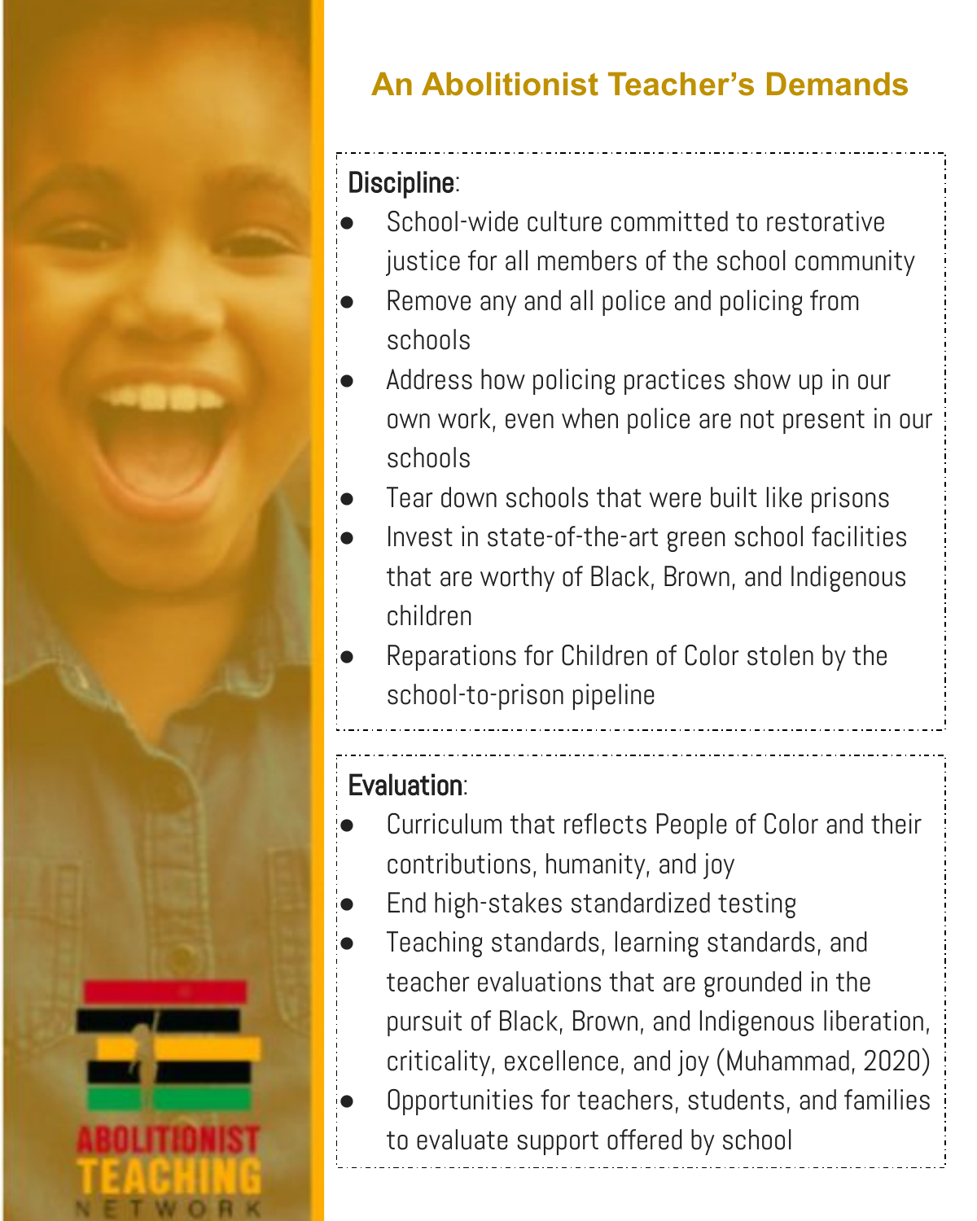# An Abolitionist Teacher's Demands

**Discipline**:

- School-wide culture committed to restorative justice for all members of the school community
- Remove any and all police and policing from schools
- Address how policing practices show up in our own work, even when police are not present in our schools
- Tear down schools that were built like prisons
- Invest in state-of-the-art green school facilities that are worthy of Black, Brown, and Indigenous children
- Reparations for Children of Color stolen by the school-to-prison pipeline

**Evaluation**:

- Curriculum that reflects People of Color and their contributions, humanity, and joy
- End high-stakes standardized testing
- Teaching standards, learning standards, and teacher evaluations that are grounded in the pursuit of Black, Brown, and Indigenous liberation, criticality, excellence, and joy (Muhammad, 2020)
- Opportunities for teachers, students, and families to evaluate support offered by school

ABOLITIONIST TEACHING NETWORK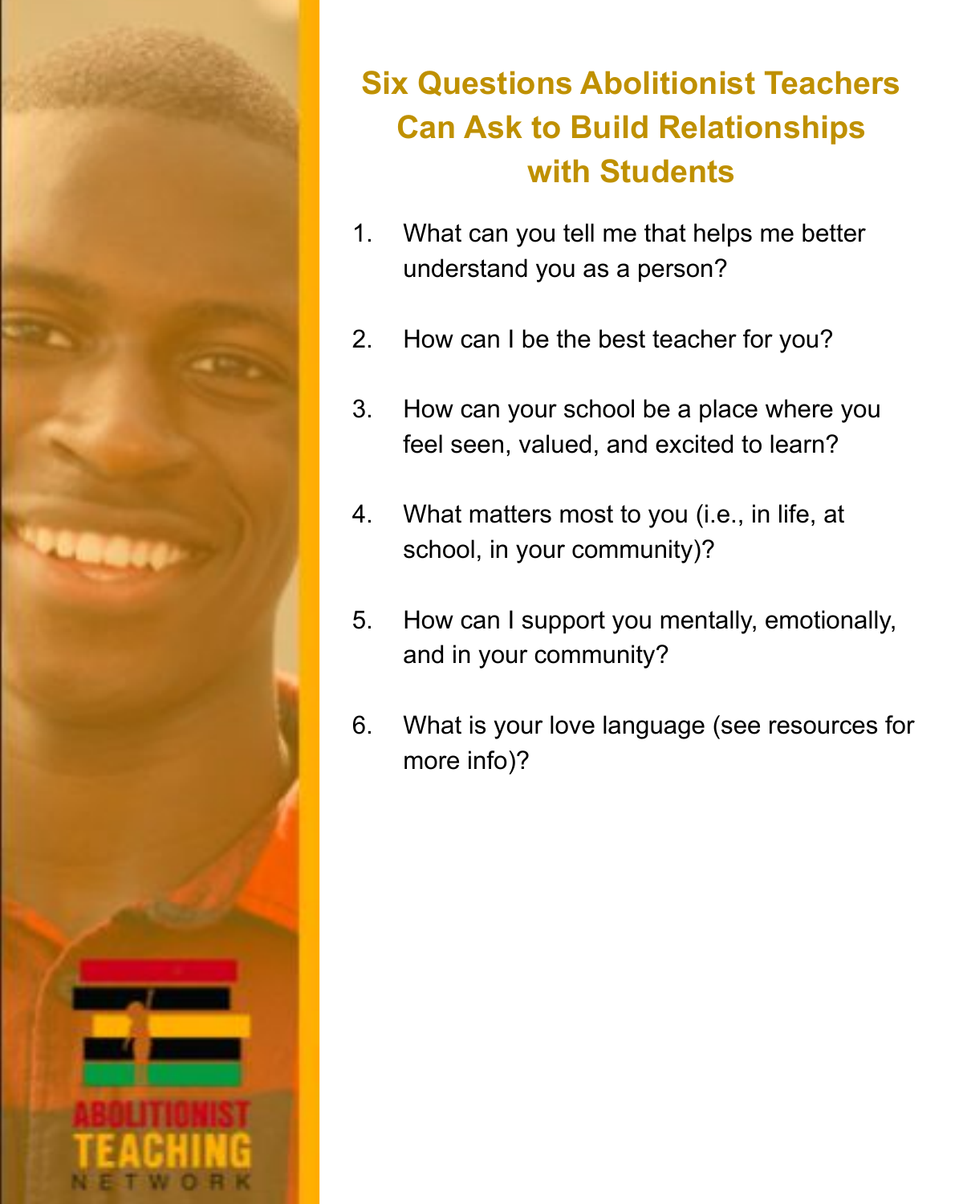# Six Questions Abolitionist Teachers Can Ask to Build Relationships with Students

1. What can you tell me that helps me better understand you as a person?

2. How can I be the best teacher for you?

3. How can your school be a place where you feel seen, valued, and excited to learn?

4. What matters most to you (i.e., in life, at school, in your community)?

5. How can I support you mentally, emotionally, and in your community?

6. What is your love language (see resources for more info)?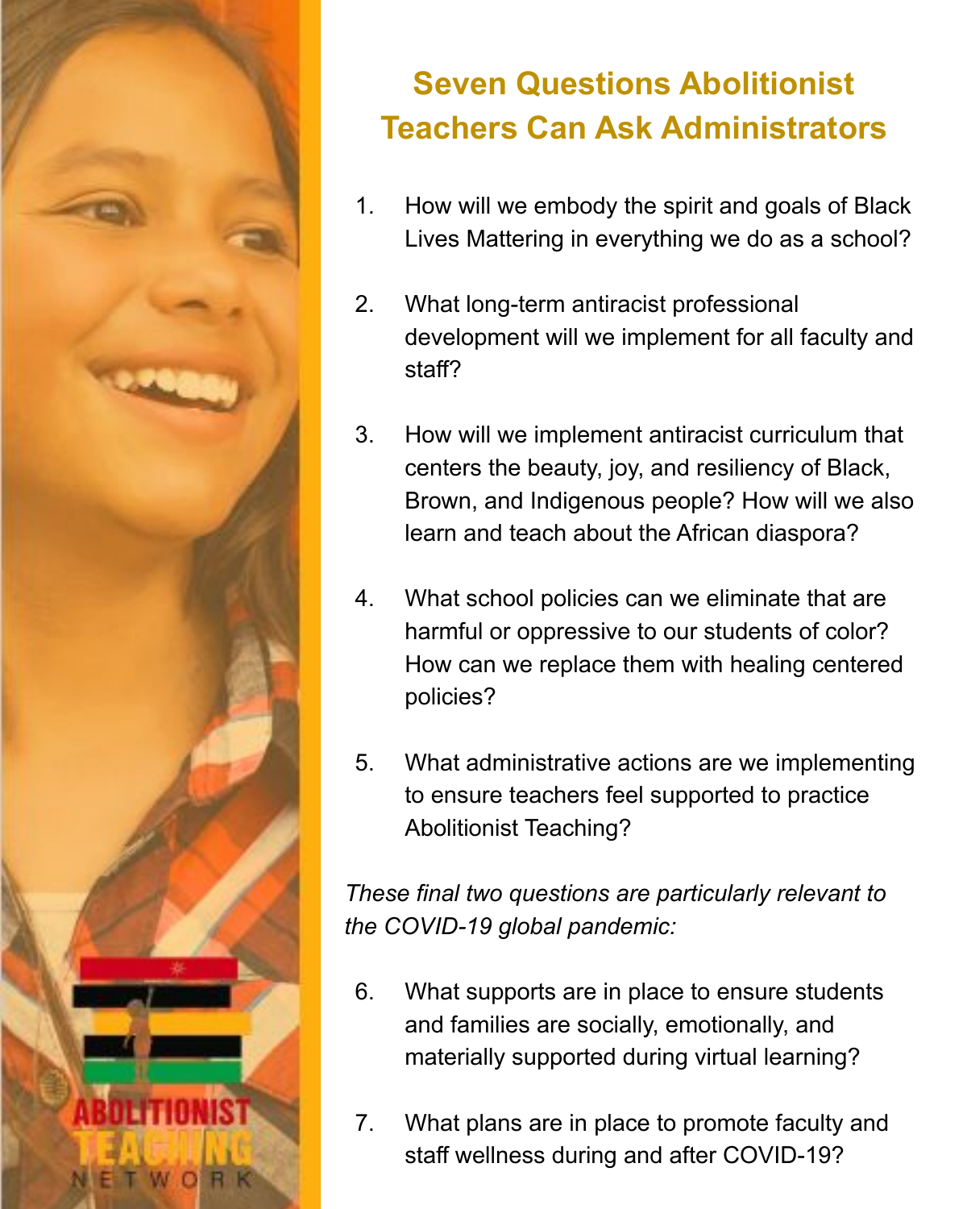# Seven Questions Abolitionist Teachers Can Ask Administrators

1. How will we embody the spirit and goals of Black Lives Mattering in everything we do as a school?

2. What long-term antiracist professional development will we implement for all faculty and staff?

3. How will we implement antiracist curriculum that centers the beauty, joy, and resiliency of Black, Brown, and Indigenous people? How will we also learn and teach about the African diaspora?

4. What school policies can we eliminate that are harmful or oppressive to our students of color? How can we replace them with healing centered policies?

5. What administrative actions are we implementing to ensure teachers feel supported to practice Abolitionist Teaching?

*These final two questions are particularly relevant to the COVID-19 global pandemic:*

6. What supports are in place to ensure students and families are socially, emotionally, and materially supported during virtual learning?

7. What plans are in place to promote faculty and staff wellness during and after COVID-19?

ABOLITIONIST TEACHING NETWORK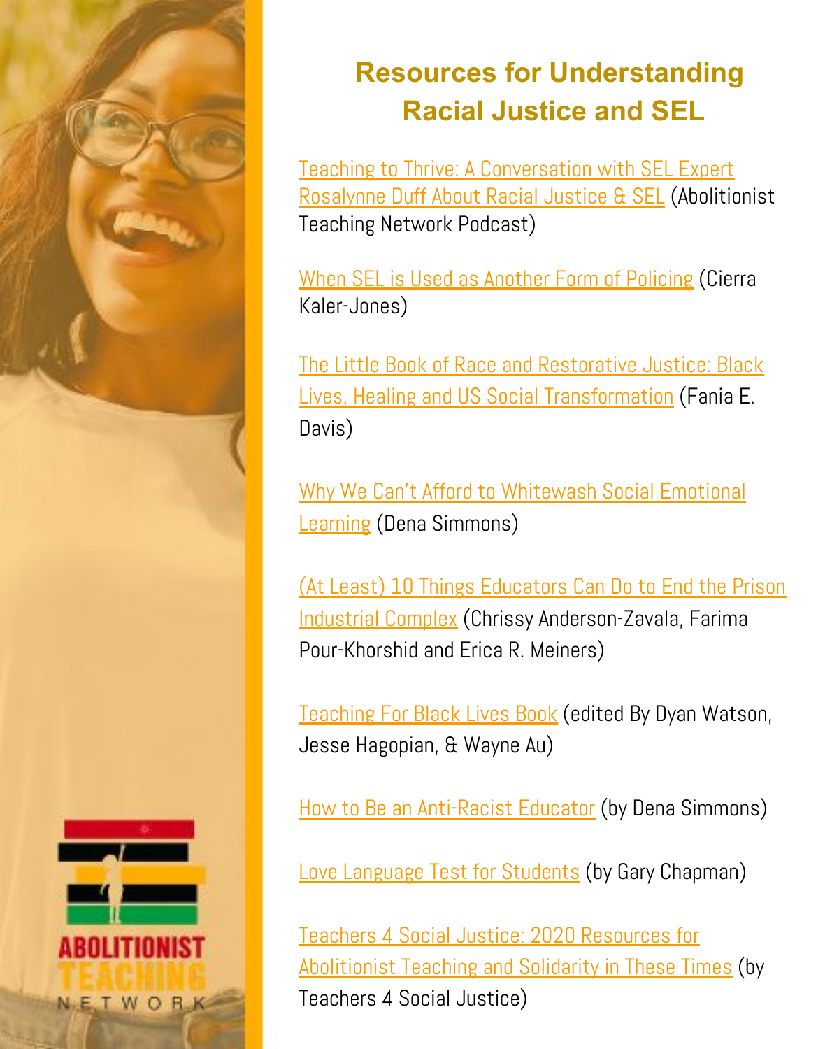# Resources for Understanding Racial Justice and SEL

Teaching to Thrive: A Conversation with SEL Expert Rosalynne Duff About Racial Justice & SEL (Abolitionist Teaching Network Podcast)

When SEL is Used as Another Form of Policing (Cierra Kaler-Jones)

The Little Book of Race and Restorative Justice: Black Lives, Healing and US Social Transformation (Fania E. Davis)

Why We Can't Afford to Whitewash Social Emotional Learning (Dena Simmons)

(At Least) 10 Things Educators Can Do to End the Prison Industrial Complex (Chrissy Anderson-Zavala, Farima Pour-Khorshid and Erica R. Meiners)

Teaching For Black Lives Book (edited By Dyan Watson, Jesse Hagopian, & Wayne Au)

How to Be an Anti-Racist Educator (by Dena Simmons)

Love Language Test for Students (by Gary Chapman)

Teachers 4 Social Justice: 2020 Resources for Abolitionist Teaching and Solidarity in These Times (by Teachers 4 Social Justice)

ABOLITIONIST TEACHING NETWORK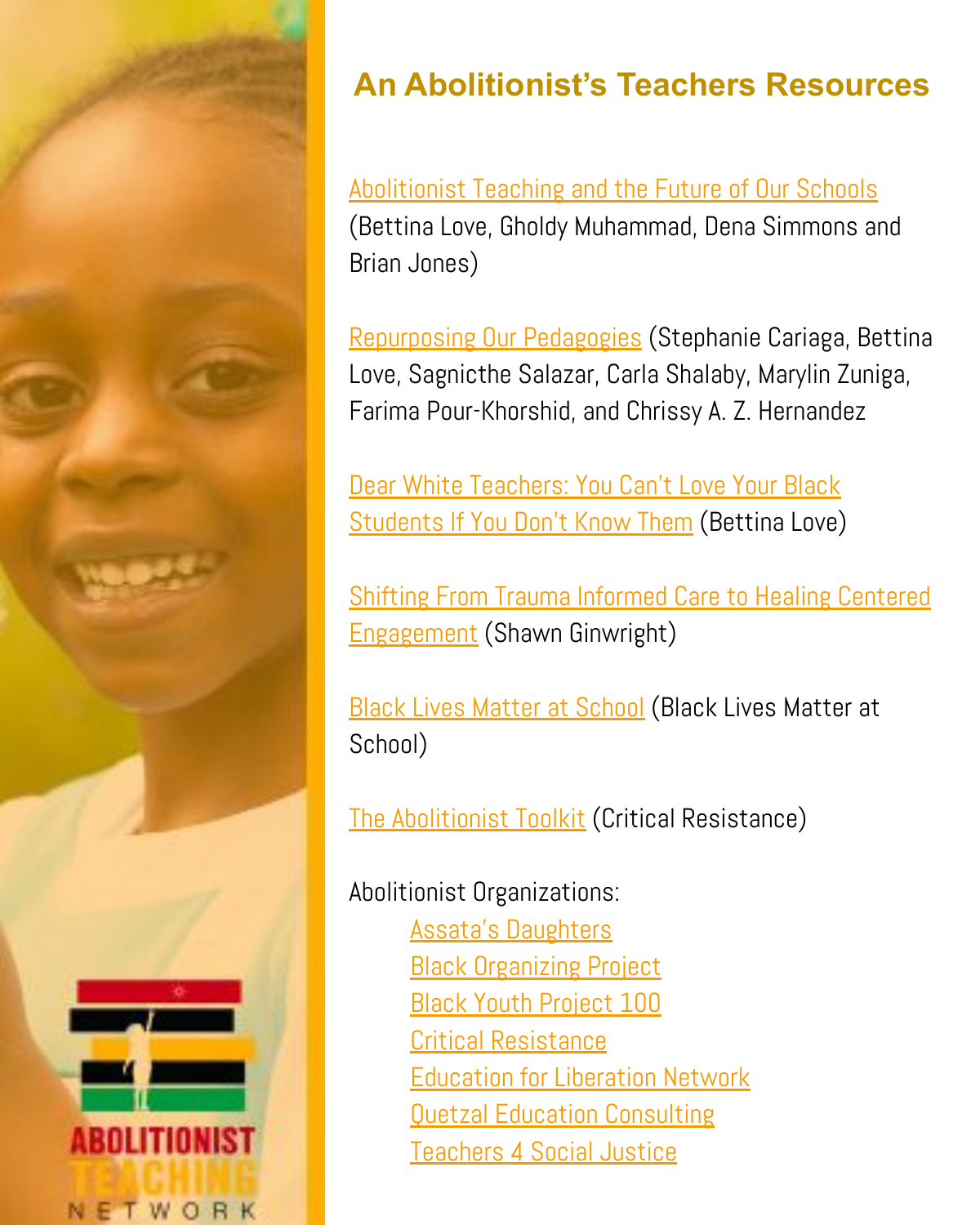# An Abolitionist's Teachers Resources

Abolitionist Teaching and the Future of Our Schools (Bettina Love, Gholdy Muhammad, Dena Simmons and Brian Jones)

Repurposing Our Pedagogies (Stephanie Cariaga, Bettina Love, Sagnicthe Salazar, Carla Shalaby, Marylin Zuniga, Farima Pour-Khorshid, and Chrissy A. Z. Hernandez

Dear White Teachers: You Can't Love Your Black Students If You Don't Know Them (Bettina Love)

Shifting From Trauma Informed Care to Healing Centered Engagement (Shawn Ginwright)

Black Lives Matter at School (Black Lives Matter at School)

The Abolitionist Toolkit (Critical Resistance)

Abolitionist Organizations:

- Assata's Daughters
- Black Organizing Project
- Black Youth Project 100
- Critical Resistance
- Education for Liberation Network
- Quetzal Education Consulting
- Teachers 4 Social Justice

ABOLITIONIST TEACHING NETWORK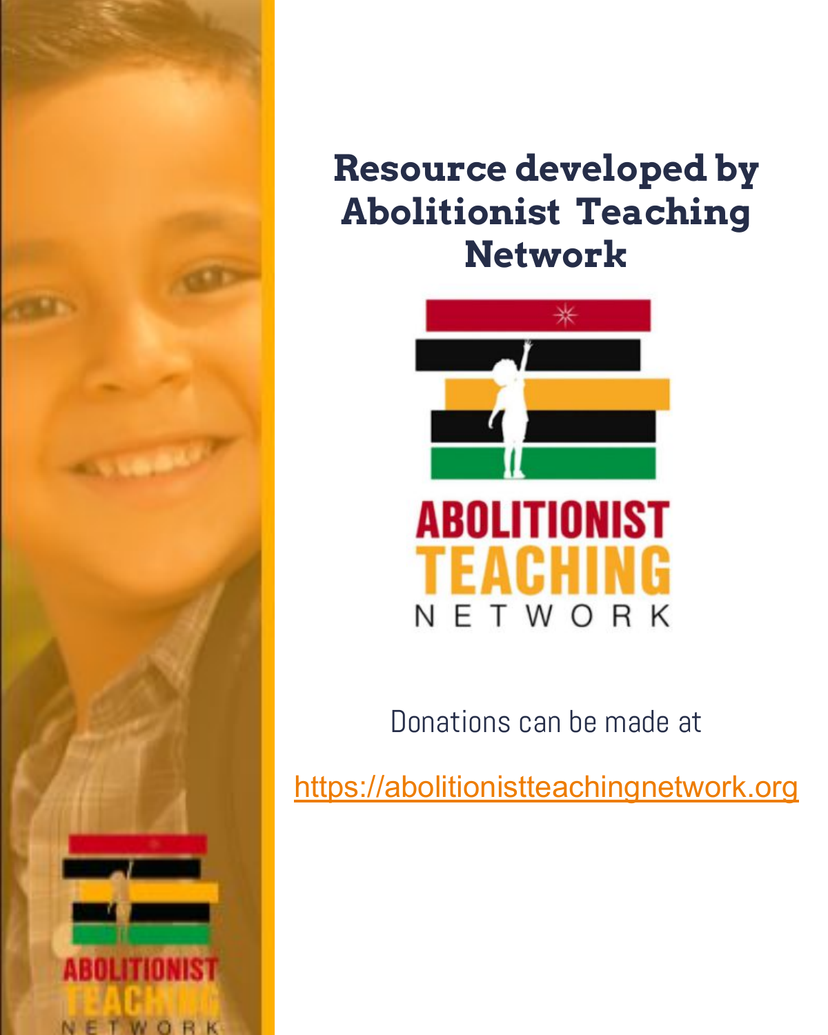# Resource developed by Abolitionist Teaching Network

ABOLITIONIST TEACHING NETWORK

Donations can be made at

https://abolitionistteachingnetwork.org